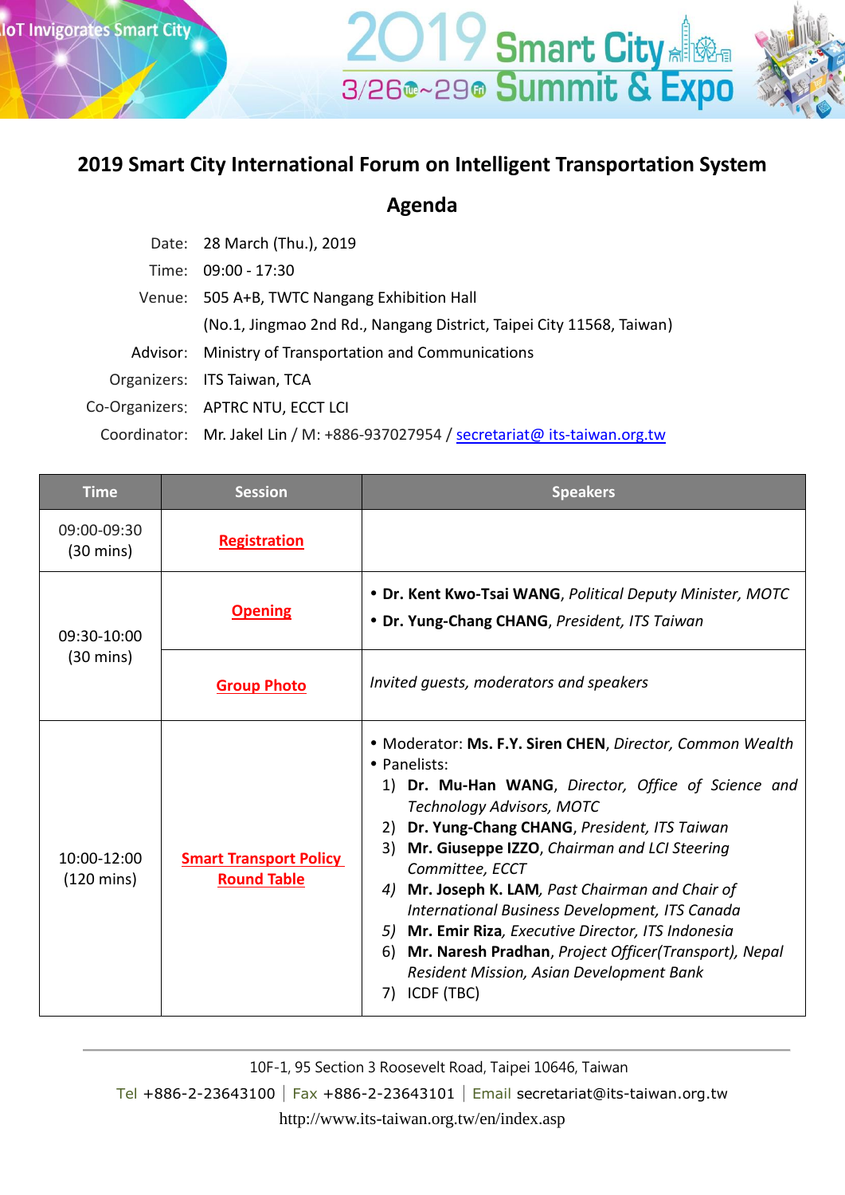# 2019 Smart City International Forum on Intelligent Transportation System

## Agenda

Date: 28 March (Thu.), 2019

Time: 09:00 - 17:30

Venue: 505 A+B, TWTC Nangang Exhibition Hall

(No.1, Jingmao 2nd Rd., Nangang District, Taipei City 11568, Taiwan)

Advisor: Ministry of Transportation and Communications

Organizers: ITS Taiwan, TCA

Co-Organizers: APTRC NTU, ECCT LCI

Coordinator: Mr. Jakel Lin / M: +886-937027954 / secretariat@ its-taiwan.org.tw

| Time | Session | Speakers |
|---|---|---|
| 09:00-09:30 (30 mins) | Registration | |
| 09:30-10:00 (30 mins) | Opening | • **Dr. Kent Kwo-Tsai WANG**, *Political Deputy Minister, MOTC*<br>• **Dr. Yung-Chang CHANG**, *President, ITS Taiwan* |
| | Group Photo | *Invited guests, moderators and speakers* |
| 10:00-12:00 (120 mins) | Smart Transport Policy Round Table | • Moderator: **Ms. F.Y. Siren CHEN**, *Director, Common Wealth*<br>• Panelists:<br>1) **Dr. Mu-Han WANG**, *Director, Office of Science and Technology Advisors, MOTC*<br>2) **Dr. Yung-Chang CHANG**, *President, ITS Taiwan*<br>3) **Mr. Giuseppe IZZO**, *Chairman and LCI Steering Committee, ECCT*<br>4) **Mr. Joseph K. LAM**, *Past Chairman and Chair of International Business Development, ITS Canada*<br>5) **Mr. Emir Riza**, *Executive Director, ITS Indonesia*<br>6) **Mr. Naresh Pradhan**, *Project Officer(Transport), Nepal Resident Mission, Asian Development Bank*<br>7) ICDF (TBC) |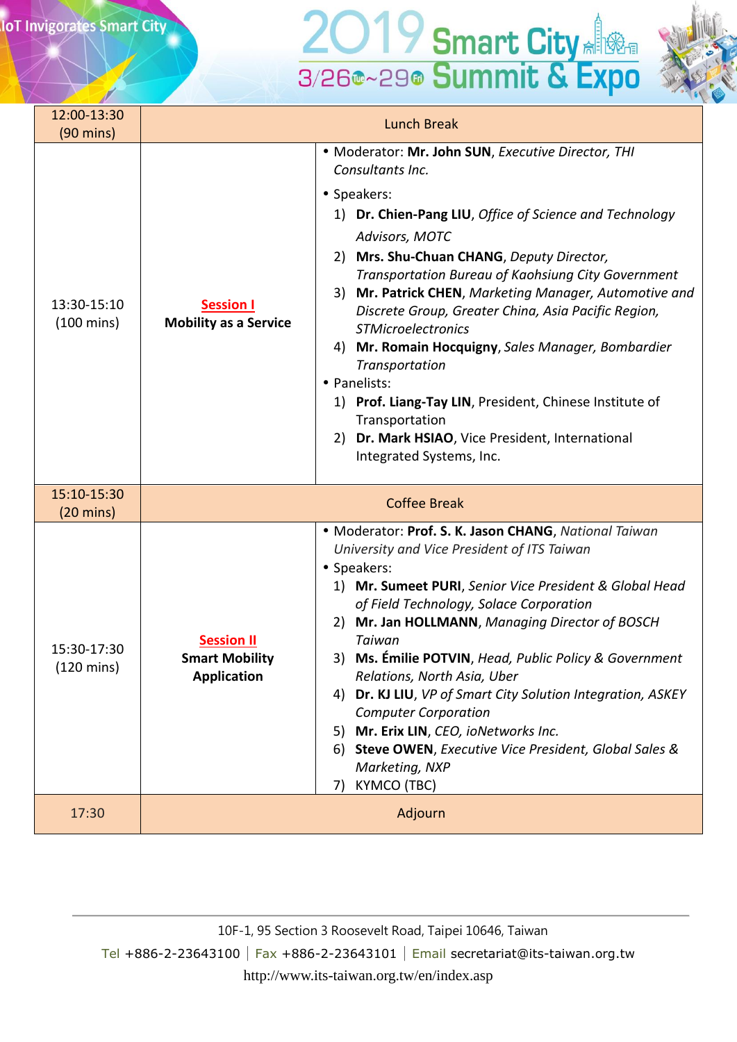| | | |
|---|---|---|
| 12:00-13:30 (90 mins) | Lunch Break | |
| 13:30-15:10 (100 mins) | **Session I** **Mobility as a Service** | • Moderator: **Mr. John SUN**, *Executive Director, THI Consultants Inc.*<br>• Speakers:<br>1) **Dr. Chien-Pang LIU**, *Office of Science and Technology Advisors, MOTC*<br>2) **Mrs. Shu-Chuan CHANG**, *Deputy Director, Transportation Bureau of Kaohsiung City Government*<br>3) **Mr. Patrick CHEN**, *Marketing Manager, Automotive and Discrete Group, Greater China, Asia Pacific Region, STMicroelectronics*<br>4) **Mr. Romain Hocquigny**, *Sales Manager, Bombardier Transportation*<br>• Panelists:<br>1) **Prof. Liang-Tay LIN**, President, Chinese Institute of Transportation<br>2) **Dr. Mark HSIAO**, Vice President, International Integrated Systems, Inc. |
| 15:10-15:30 (20 mins) | Coffee Break | |
| 15:30-17:30 (120 mins) | **Session II** **Smart Mobility Application** | • Moderator: **Prof. S. K. Jason CHANG**, *National Taiwan University and Vice President of ITS Taiwan*<br>• Speakers:<br>1) **Mr. Sumeet PURI**, *Senior Vice President & Global Head of Field Technology, Solace Corporation*<br>2) **Mr. Jan HOLLMANN**, *Managing Director of BOSCH Taiwan*<br>3) **Ms. Émilie POTVIN**, *Head, Public Policy & Government Relations, North Asia, Uber*<br>4) **Dr. KJ LIU**, *VP of Smart City Solution Integration, ASKEY Computer Corporation*<br>5) **Mr. Erix LIN**, *CEO, ioNetworks Inc.*<br>6) **Steve OWEN**, *Executive Vice President, Global Sales & Marketing, NXP*<br>7) KYMCO (TBC) |
| 17:30 | Adjourn | |

10F-1, 95 Section 3 Roosevelt Road, Taipei 10646, Taiwan

Tel +886-2-23643100 | Fax +886-2-23643101 | Email secretariat@its-taiwan.org.tw

http://www.its-taiwan.org.tw/en/index.asp